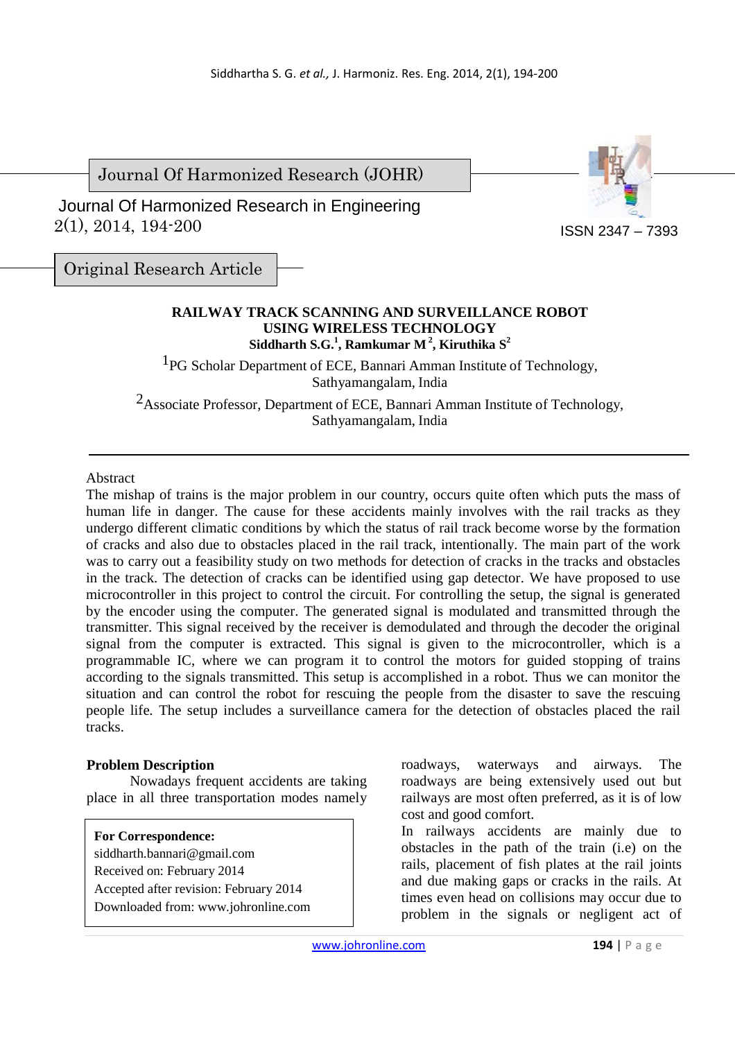Journal Of Harmonized Research (JOHR)

Journal Of Harmonized Research in Engineering
2(1), 2014, 194-200

ISSN 2347 – 7393

Original Research Article

# RAILWAY TRACK SCANNING AND SURVEILLANCE ROBOT USING WIRELESS TECHNOLOGY

**Siddharth S.G.[1], Ramkumar M[2], Kiruthika S[2]**

[1]PG Scholar Department of ECE, Bannari Amman Institute of Technology, Sathyamangalam, India

[2]Associate Professor, Department of ECE, Bannari Amman Institute of Technology, Sathyamangalam, India

Abstract

The mishap of trains is the major problem in our country, occurs quite often which puts the mass of human life in danger. The cause for these accidents mainly involves with the rail tracks as they undergo different climatic conditions by which the status of rail track become worse by the formation of cracks and also due to obstacles placed in the rail track, intentionally. The main part of the work was to carry out a feasibility study on two methods for detection of cracks in the tracks and obstacles in the track. The detection of cracks can be identified using gap detector. We have proposed to use microcontroller in this project to control the circuit. For controlling the setup, the signal is generated by the encoder using the computer. The generated signal is modulated and transmitted through the transmitter. This signal received by the receiver is demodulated and through the decoder the original signal from the computer is extracted. This signal is given to the microcontroller, which is a programmable IC, where we can program it to control the motors for guided stopping of trains according to the signals transmitted. This setup is accomplished in a robot. Thus we can monitor the situation and can control the robot for rescuing the people from the disaster to save the rescuing people life. The setup includes a surveillance camera for the detection of obstacles placed the rail tracks.

**Problem Description**

Nowadays frequent accidents are taking place in all three transportation modes namely roadways, waterways and airways. The roadways are being extensively used out but railways are most often preferred, as it is of low cost and good comfort.

In railways accidents are mainly due to obstacles in the path of the train (i.e) on the rails, placement of fish plates at the rail joints and due making gaps or cracks in the rails. At times even head on collisions may occur due to problem in the signals or negligent act of

**For Correspondence:**
siddharth.bannari@gmail.com
Received on: February 2014
Accepted after revision: February 2014
Downloaded from: www.johronline.com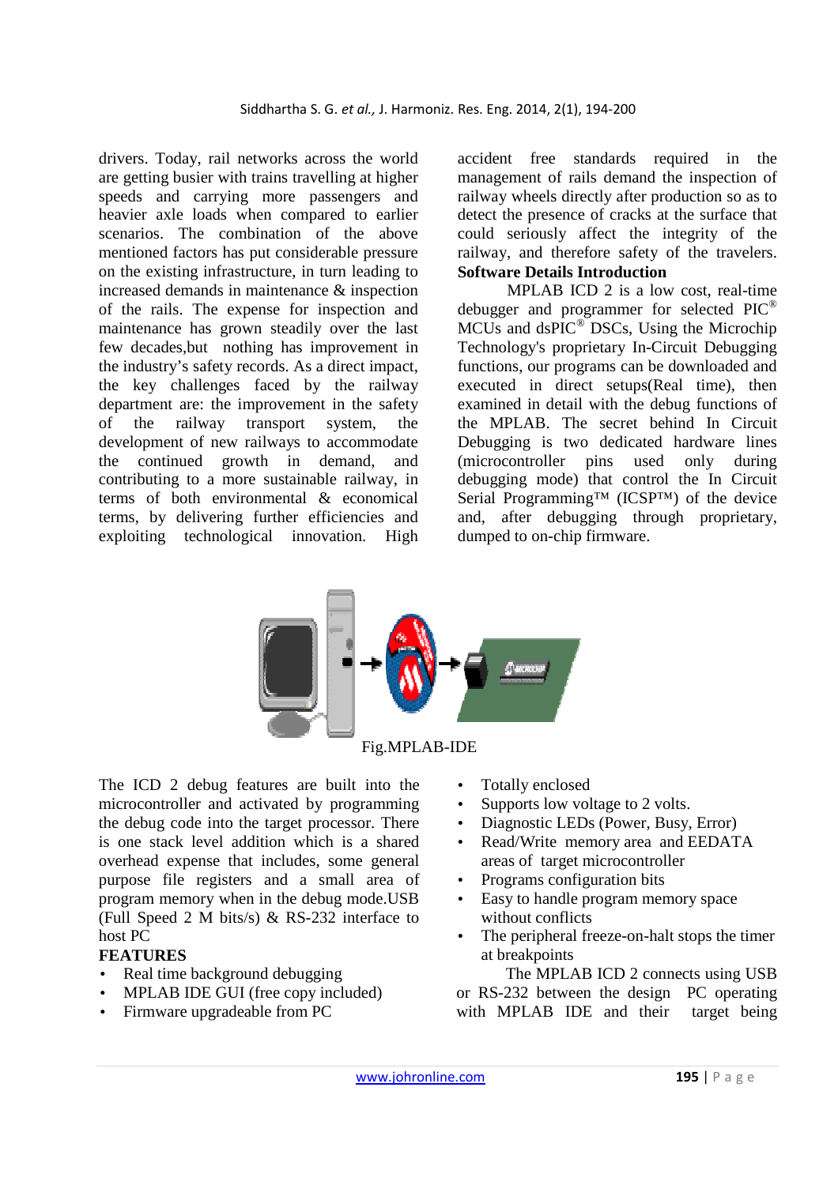drivers. Today, rail networks across the world are getting busier with trains travelling at higher speeds and carrying more passengers and heavier axle loads when compared to earlier scenarios. The combination of the above mentioned factors has put considerable pressure on the existing infrastructure, in turn leading to increased demands in maintenance & inspection of the rails. The expense for inspection and maintenance has grown steadily over the last few decades,but nothing has improvement in the industry's safety records. As a direct impact, the key challenges faced by the railway department are: the improvement in the safety of the railway transport system, the development of new railways to accommodate the continued growth in demand, and contributing to a more sustainable railway, in terms of both environmental & economical terms, by delivering further efficiencies and exploiting technological innovation. High accident free standards required in the management of rails demand the inspection of railway wheels directly after production so as to detect the presence of cracks at the surface that could seriously affect the integrity of the railway, and therefore safety of the travelers.

**Software Details Introduction**

MPLAB ICD 2 is a low cost, real-time debugger and programmer for selected PIC® MCUs and dsPIC® DSCs, Using the Microchip Technology's proprietary In-Circuit Debugging functions, our programs can be downloaded and executed in direct setups(Real time), then examined in detail with the debug functions of the MPLAB. The secret behind In Circuit Debugging is two dedicated hardware lines (microcontroller pins used only during debugging mode) that control the In Circuit Serial Programming™ (ICSP™) of the device and, after debugging through proprietary, dumped to on-chip firmware.

Fig.MPLAB-IDE

The ICD 2 debug features are built into the microcontroller and activated by programming the debug code into the target processor. There is one stack level addition which is a shared overhead expense that includes, some general purpose file registers and a small area of program memory when in the debug mode.USB (Full Speed 2 M bits/s) & RS-232 interface to host PC

**FEATURES**

- Real time background debugging
- MPLAB IDE GUI (free copy included)
- Firmware upgradeable from PC
- Totally enclosed
- Supports low voltage to 2 volts.
- Diagnostic LEDs (Power, Busy, Error)
- Read/Write memory area and EEDATA areas of target microcontroller
- Programs configuration bits
- Easy to handle program memory space without conflicts
- The peripheral freeze-on-halt stops the timer at breakpoints

The MPLAB ICD 2 connects using USB or RS-232 between the design PC operating with MPLAB IDE and their target being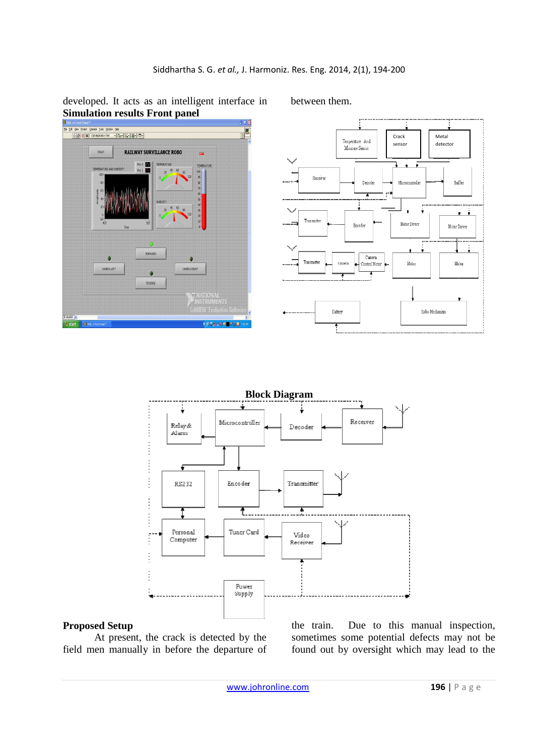developed. It acts as an intelligent interface in between them.

**Simulation results Front panel**

**Block Diagram**

## Proposed Setup

At present, the crack is detected by the field men manually in before the departure of the train. Due to this manual inspection, sometimes some potential defects may not be found out by oversight which may lead to the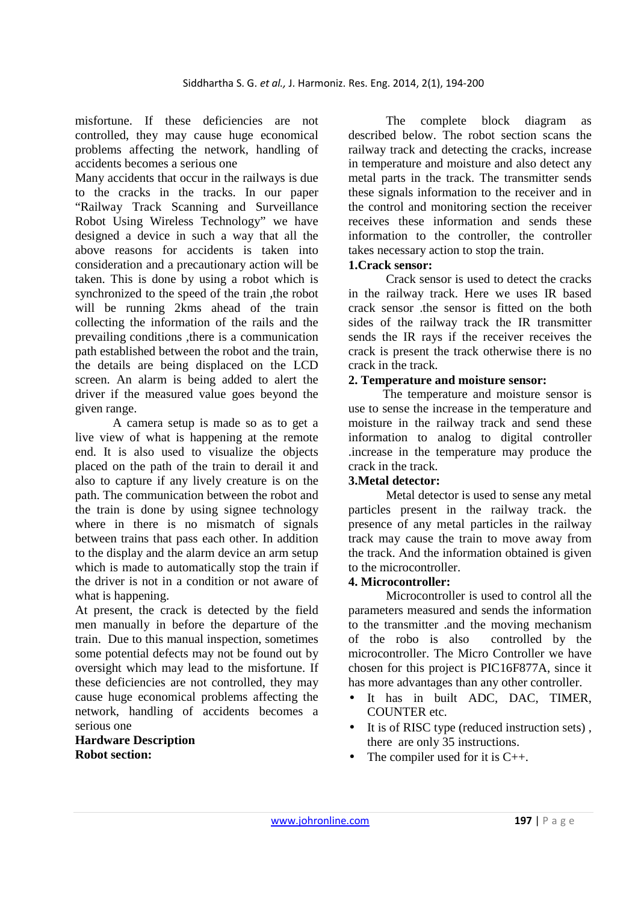misfortune. If these deficiencies are not controlled, they may cause huge economical problems affecting the network, handling of accidents becomes a serious one

Many accidents that occur in the railways is due to the cracks in the tracks. In our paper "Railway Track Scanning and Surveillance Robot Using Wireless Technology" we have designed a device in such a way that all the above reasons for accidents is taken into consideration and a precautionary action will be taken. This is done by using a robot which is synchronized to the speed of the train ,the robot will be running 2kms ahead of the train collecting the information of the rails and the prevailing conditions ,there is a communication path established between the robot and the train, the details are being displaced on the LCD screen. An alarm is being added to alert the driver if the measured value goes beyond the given range.

A camera setup is made so as to get a live view of what is happening at the remote end. It is also used to visualize the objects placed on the path of the train to derail it and also to capture if any lively creature is on the path. The communication between the robot and the train is done by using signee technology where in there is no mismatch of signals between trains that pass each other. In addition to the display and the alarm device an arm setup which is made to automatically stop the train if the driver is not in a condition or not aware of what is happening.

At present, the crack is detected by the field men manually in before the departure of the train. Due to this manual inspection, sometimes some potential defects may not be found out by oversight which may lead to the misfortune. If these deficiencies are not controlled, they may cause huge economical problems affecting the network, handling of accidents becomes a serious one

**Hardware Description**

**Robot section:**

The complete block diagram as described below. The robot section scans the railway track and detecting the cracks, increase in temperature and moisture and also detect any metal parts in the track. The transmitter sends these signals information to the receiver and in the control and monitoring section the receiver receives these information and sends these information to the controller, the controller takes necessary action to stop the train.

**1.Crack sensor:**

Crack sensor is used to detect the cracks in the railway track. Here we uses IR based crack sensor .the sensor is fitted on the both sides of the railway track the IR transmitter sends the IR rays if the receiver receives the crack is present the track otherwise there is no crack in the track.

**2. Temperature and moisture sensor:**

The temperature and moisture sensor is use to sense the increase in the temperature and moisture in the railway track and send these information to analog to digital controller .increase in the temperature may produce the crack in the track.

**3.Metal detector:**

Metal detector is used to sense any metal particles present in the railway track. the presence of any metal particles in the railway track may cause the train to move away from the track. And the information obtained is given to the microcontroller.

**4. Microcontroller:**

Microcontroller is used to control all the parameters measured and sends the information to the transmitter .and the moving mechanism of the robo is also controlled by the microcontroller. The Micro Controller we have chosen for this project is PIC16F877A, since it has more advantages than any other controller.

- It has in built ADC, DAC, TIMER, COUNTER etc.
- It is of RISC type (reduced instruction sets) , there are only 35 instructions.
- The compiler used for it is C++.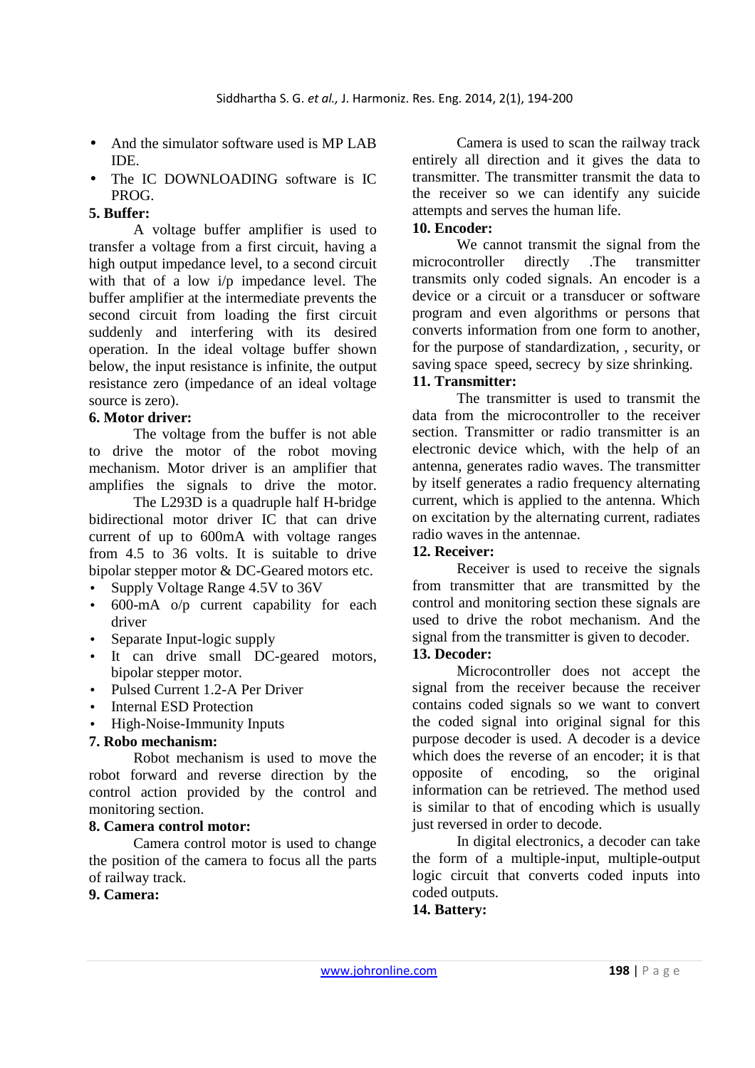- And the simulator software used is MP LAB IDE.
- The IC DOWNLOADING software is IC PROG.

**5. Buffer:**

A voltage buffer amplifier is used to transfer a voltage from a first circuit, having a high output impedance level, to a second circuit with that of a low i/p impedance level. The buffer amplifier at the intermediate prevents the second circuit from loading the first circuit suddenly and interfering with its desired operation. In the ideal voltage buffer shown below, the input resistance is infinite, the output resistance zero (impedance of an ideal voltage source is zero).

**6. Motor driver:**

The voltage from the buffer is not able to drive the motor of the robot moving mechanism. Motor driver is an amplifier that amplifies the signals to drive the motor.

The L293D is a quadruple half H-bridge bidirectional motor driver IC that can drive current of up to 600mA with voltage ranges from 4.5 to 36 volts. It is suitable to drive bipolar stepper motor & DC-Geared motors etc.

- Supply Voltage Range 4.5V to 36V
- 600-mA o/p current capability for each driver
- Separate Input-logic supply
- It can drive small DC-geared motors, bipolar stepper motor.
- Pulsed Current 1.2-A Per Driver
- Internal ESD Protection
- High-Noise-Immunity Inputs

**7. Robo mechanism:**

Robot mechanism is used to move the robot forward and reverse direction by the control action provided by the control and monitoring section.

**8. Camera control motor:**

Camera control motor is used to change the position of the camera to focus all the parts of railway track.

**9. Camera:**

Camera is used to scan the railway track entirely all direction and it gives the data to transmitter. The transmitter transmit the data to the receiver so we can identify any suicide attempts and serves the human life.

**10. Encoder:**

We cannot transmit the signal from the microcontroller directly .The transmitter transmits only coded signals. An encoder is a device or a circuit or a transducer or software program and even algorithms or persons that converts information from one form to another, for the purpose of standardization, , security, or saving space speed, secrecy by size shrinking.

**11. Transmitter:**

The transmitter is used to transmit the data from the microcontroller to the receiver section. Transmitter or radio transmitter is an electronic device which, with the help of an antenna, generates radio waves. The transmitter by itself generates a radio frequency alternating current, which is applied to the antenna. Which on excitation by the alternating current, radiates radio waves in the antennae.

**12. Receiver:**

Receiver is used to receive the signals from transmitter that are transmitted by the control and monitoring section these signals are used to drive the robot mechanism. And the signal from the transmitter is given to decoder.

**13. Decoder:**

Microcontroller does not accept the signal from the receiver because the receiver contains coded signals so we want to convert the coded signal into original signal for this purpose decoder is used. A decoder is a device which does the reverse of an encoder; it is that opposite of encoding, so the original information can be retrieved. The method used is similar to that of encoding which is usually just reversed in order to decode.

In digital electronics, a decoder can take the form of a multiple-input, multiple-output logic circuit that converts coded inputs into coded outputs.

**14. Battery:**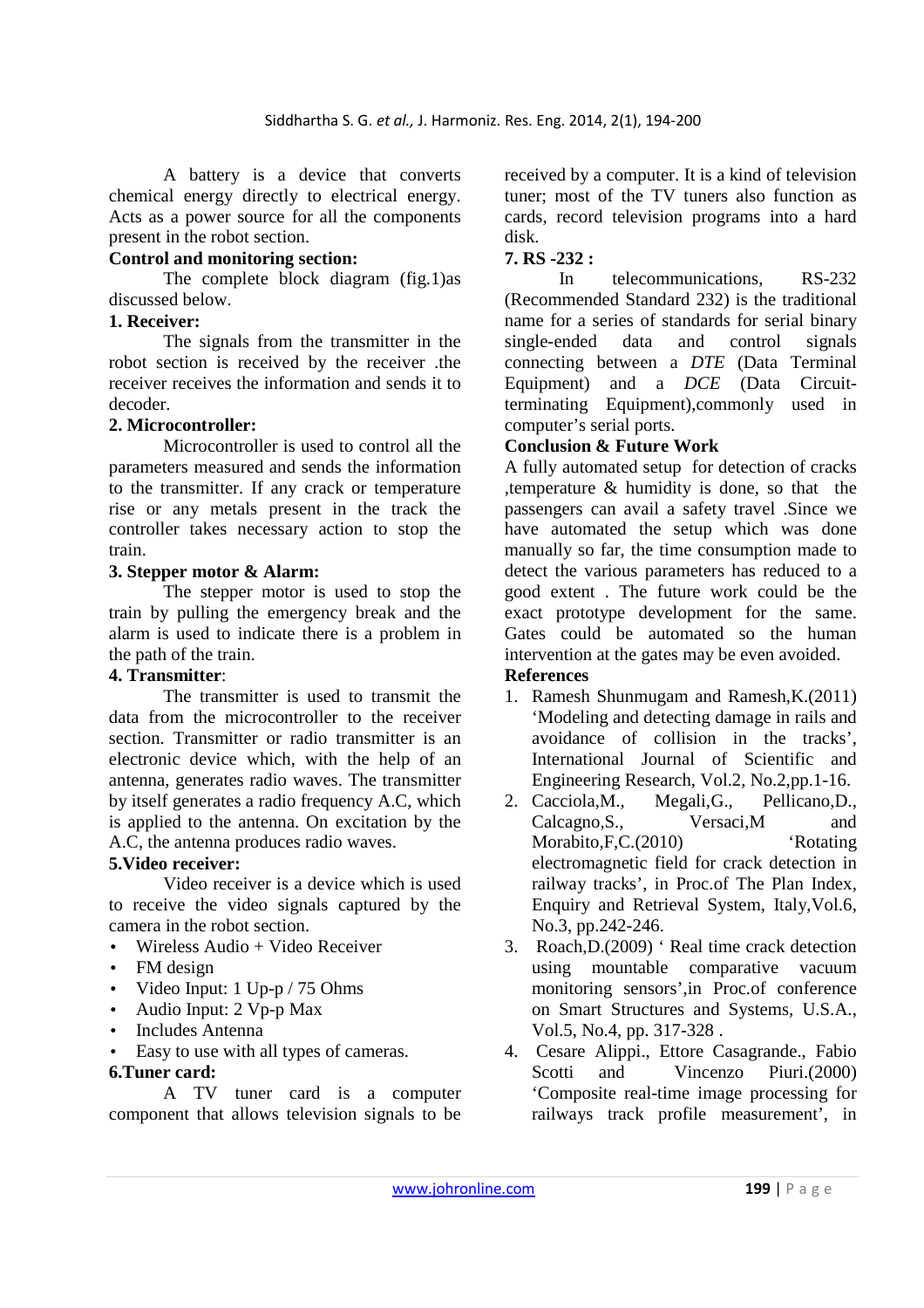A battery is a device that converts chemical energy directly to electrical energy. Acts as a power source for all the components present in the robot section.

**Control and monitoring section:**

The complete block diagram (fig.1)as discussed below.

**1. Receiver:**

The signals from the transmitter in the robot section is received by the receiver .the receiver receives the information and sends it to decoder.

**2. Microcontroller:**

Microcontroller is used to control all the parameters measured and sends the information to the transmitter. If any crack or temperature rise or any metals present in the track the controller takes necessary action to stop the train.

**3. Stepper motor & Alarm:**

The stepper motor is used to stop the train by pulling the emergency break and the alarm is used to indicate there is a problem in the path of the train.

**4. Transmitter**:

The transmitter is used to transmit the data from the microcontroller to the receiver section. Transmitter or radio transmitter is an electronic device which, with the help of an antenna, generates radio waves. The transmitter by itself generates a radio frequency A.C, which is applied to the antenna. On excitation by the A.C, the antenna produces radio waves.

**5.Video receiver:**

Video receiver is a device which is used to receive the video signals captured by the camera in the robot section.

- Wireless Audio + Video Receiver
- FM design
- Video Input: 1 Up-p / 75 Ohms
- Audio Input: 2 Vp-p Max
- Includes Antenna
- Easy to use with all types of cameras.

**6.Tuner card:**

A TV tuner card is a computer component that allows television signals to be received by a computer. It is a kind of television tuner; most of the TV tuners also function as cards, record television programs into a hard disk.

**7. RS -232 :**

In telecommunications, RS-232 (Recommended Standard 232) is the traditional name for a series of standards for serial binary single-ended data and control signals connecting between a *DTE* (Data Terminal Equipment) and a *DCE* (Data Circuit-terminating Equipment),commonly used in computer's serial ports.

**Conclusion & Future Work**

A fully automated setup for detection of cracks ,temperature & humidity is done, so that the passengers can avail a safety travel .Since we have automated the setup which was done manually so far, the time consumption made to detect the various parameters has reduced to a good extent . The future work could be the exact prototype development for the same. Gates could be automated so the human intervention at the gates may be even avoided.

**References**

1. Ramesh Shunmugam and Ramesh,K.(2011) 'Modeling and detecting damage in rails and avoidance of collision in the tracks', International Journal of Scientific and Engineering Research, Vol.2, No.2,pp.1-16.
2. Cacciola,M., Megali,G., Pellicano,D., Calcagno,S., Versaci,M and Morabito,F,C.(2010) 'Rotating electromagnetic field for crack detection in railway tracks', in Proc.of The Plan Index, Enquiry and Retrieval System, Italy,Vol.6, No.3, pp.242-246.
3. Roach,D.(2009) ' Real time crack detection using mountable comparative vacuum monitoring sensors',in Proc.of conference on Smart Structures and Systems, U.S.A., Vol.5, No.4, pp. 317-328 .
4. Cesare Alippi., Ettore Casagrande., Fabio Scotti and Vincenzo Piuri.(2000) 'Composite real-time image processing for railways track profile measurement', in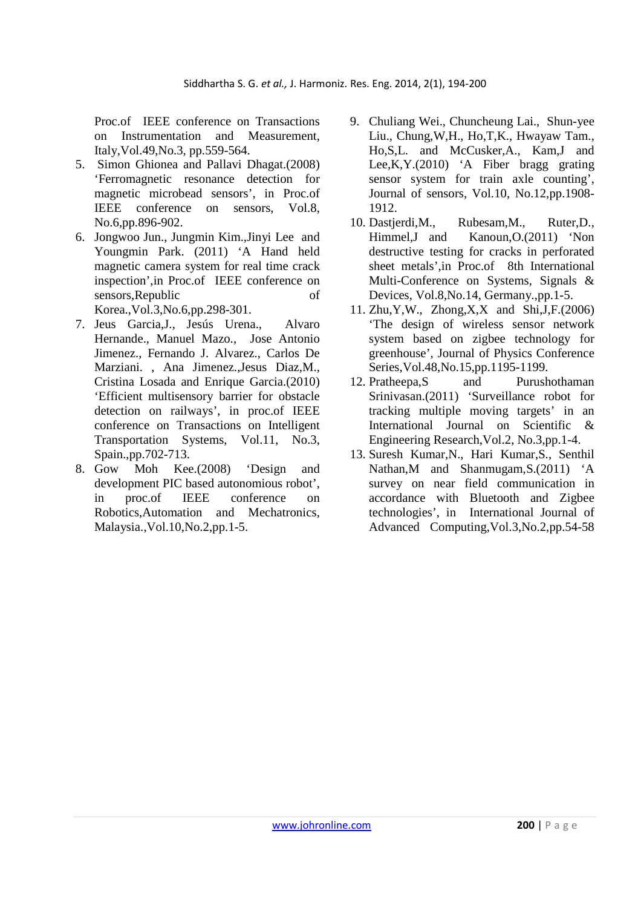Proc.of IEEE conference on Transactions on Instrumentation and Measurement, Italy,Vol.49,No.3, pp.559-564.

5. Simon Ghionea and Pallavi Dhagat.(2008) 'Ferromagnetic resonance detection for magnetic microbead sensors', in Proc.of IEEE conference on sensors, Vol.8, No.6,pp.896-902.
6. Jongwoo Jun., Jungmin Kim.,Jinyi Lee and Youngmin Park. (2011) 'A Hand held magnetic camera system for real time crack inspection',in Proc.of IEEE conference on sensors,Republic of Korea.,Vol.3,No.6,pp.298-301.
7. Jeus Garcia,J., Jesús Urena., Alvaro Hernande., Manuel Mazo., Jose Antonio Jimenez., Fernando J. Alvarez., Carlos De Marziani. , Ana Jimenez.,Jesus Diaz,M., Cristina Losada and Enrique Garcia.(2010) 'Efficient multisensory barrier for obstacle detection on railways', in proc.of IEEE conference on Transactions on Intelligent Transportation Systems, Vol.11, No.3, Spain.,pp.702-713.
8. Gow Moh Kee.(2008) 'Design and development PIC based autonomious robot', in proc.of IEEE conference on Robotics,Automation and Mechatronics, Malaysia.,Vol.10,No.2,pp.1-5.
9. Chuliang Wei., Chuncheung Lai., Shun-yee Liu., Chung,W,H., Ho,T,K., Hwayaw Tam., Ho,S,L. and McCusker,A., Kam,J and Lee,K,Y.(2010) 'A Fiber bragg grating sensor system for train axle counting', Journal of sensors, Vol.10, No.12,pp.1908-1912.
10. Dastjerdi,M., Rubesam,M., Ruter,D., Himmel,J and Kanoun,O.(2011) 'Non destructive testing for cracks in perforated sheet metals',in Proc.of 8th International Multi-Conference on Systems, Signals & Devices, Vol.8,No.14, Germany.,pp.1-5.
11. Zhu,Y,W., Zhong,X,X and Shi,J,F.(2006) 'The design of wireless sensor network system based on zigbee technology for greenhouse', Journal of Physics Conference Series,Vol.48,No.15,pp.1195-1199.
12. Pratheepa,S and Purushothaman Srinivasan.(2011) 'Surveillance robot for tracking multiple moving targets' in an International Journal on Scientific & Engineering Research,Vol.2, No.3,pp.1-4.
13. Suresh Kumar,N., Hari Kumar,S., Senthil Nathan,M and Shanmugam,S.(2011) 'A survey on near field communication in accordance with Bluetooth and Zigbee technologies', in International Journal of Advanced Computing,Vol.3,No.2,pp.54-58